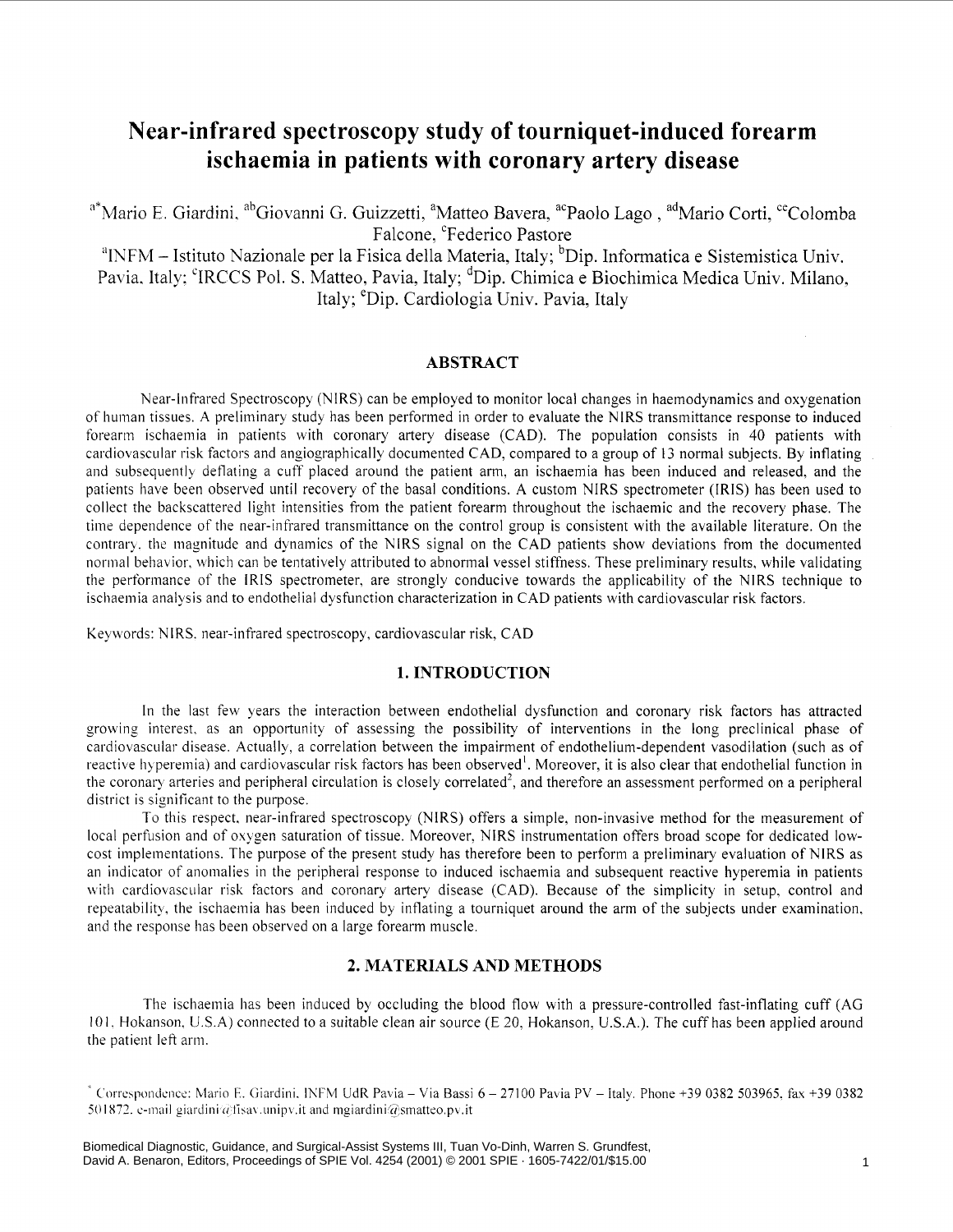# Near-infrared spectroscopy study of tourniquet-induced forearm ischaemia in patients with coronary artery disease

[a*]Mario E. Giardini, [ab]Giovanni G. Guizzetti, [a]Matteo Bavera, [ac]Paolo Lago , [ad]Mario Corti, [ce]Colomba Falcone, [c]Federico Pastore

[a]INFM – Istituto Nazionale per la Fisica della Materia, Italy; [b]Dip. Informatica e Sistemistica Univ. Pavia, Italy; [c]IRCCS Pol. S. Matteo, Pavia, Italy; [d]Dip. Chimica e Biochimica Medica Univ. Milano, Italy; [e]Dip. Cardiologia Univ. Pavia, Italy

## ABSTRACT

Near-Infrared Spectroscopy (NIRS) can be employed to monitor local changes in haemodynamics and oxygenation of human tissues. A preliminary study has been performed in order to evaluate the NIRS transmittance response to induced forearm ischaemia in patients with coronary artery disease (CAD). The population consists in 40 patients with cardiovascular risk factors and angiographically documented CAD, compared to a group of 13 normal subjects. By inflating and subsequently deflating a cuff placed around the patient arm, an ischaemia has been induced and released, and the patients have been observed until recovery of the basal conditions. A custom NIRS spectrometer (IRIS) has been used to collect the backscattered light intensities from the patient forearm throughout the ischaemic and the recovery phase. The time dependence of the near-infrared transmittance on the control group is consistent with the available literature. On the contrary, the magnitude and dynamics of the NIRS signal on the CAD patients show deviations from the documented normal behavior, which can be tentatively attributed to abnormal vessel stiffness. These preliminary results, while validating the performance of the IRIS spectrometer, are strongly conducive towards the applicability of the NIRS technique to ischaemia analysis and to endothelial dysfunction characterization in CAD patients with cardiovascular risk factors.

Keywords: NIRS, near-infrared spectroscopy, cardiovascular risk, CAD

## 1. INTRODUCTION

In the last few years the interaction between endothelial dysfunction and coronary risk factors has attracted growing interest, as an opportunity of assessing the possibility of interventions in the long preclinical phase of cardiovascular disease. Actually, a correlation between the impairment of endothelium-dependent vasodilation (such as of reactive hyperemia) and cardiovascular risk factors has been observed[1]. Moreover, it is also clear that endothelial function in the coronary arteries and peripheral circulation is closely correlated[2], and therefore an assessment performed on a peripheral district is significant to the purpose.

To this respect, near-infrared spectroscopy (NIRS) offers a simple, non-invasive method for the measurement of local perfusion and of oxygen saturation of tissue. Moreover, NIRS instrumentation offers broad scope for dedicated low-cost implementations. The purpose of the present study has therefore been to perform a preliminary evaluation of NIRS as an indicator of anomalies in the peripheral response to induced ischaemia and subsequent reactive hyperemia in patients with cardiovascular risk factors and coronary artery disease (CAD). Because of the simplicity in setup, control and repeatability, the ischaemia has been induced by inflating a tourniquet around the arm of the subjects under examination, and the response has been observed on a large forearm muscle.

## 2. MATERIALS AND METHODS

The ischaemia has been induced by occluding the blood flow with a pressure-controlled fast-inflating cuff (AG 101, Hokanson, U.S.A) connected to a suitable clean air source (E 20, Hokanson, U.S.A.). The cuff has been applied around the patient left arm.

* Correspondence: Mario E. Giardini, INFM UdR Pavia – Via Bassi 6 – 27100 Pavia PV – Italy. Phone +39 0382 503965, fax +39 0382 501872, e-mail giardini@fisav.unipv.it and mgiardini@smatteo.pv.it

Biomedical Diagnostic, Guidance, and Surgical-Assist Systems III, Tuan Vo-Dinh, Warren S. Grundfest, David A. Benaron, Editors, Proceedings of SPIE Vol. 4254 (2001) © 2001 SPIE · 1605-7422/01/$15.00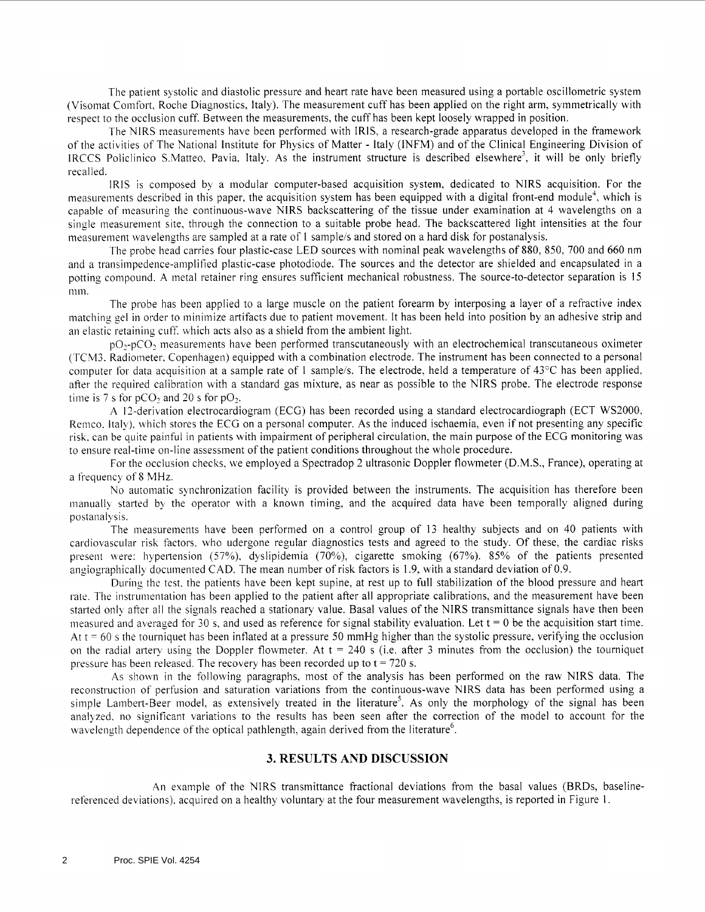The patient systolic and diastolic pressure and heart rate have been measured using a portable oscillometric system (Visomat Comfort, Roche Diagnostics, Italy). The measurement cuff has been applied on the right arm, symmetrically with respect to the occlusion cuff. Between the measurements, the cuff has been kept loosely wrapped in position.

The NIRS measurements have been performed with IRIS, a research-grade apparatus developed in the framework of the activities of The National Institute for Physics of Matter - Italy (INFM) and of the Clinical Engineering Division of IRCCS Policlinico S.Matteo, Pavia, Italy. As the instrument structure is described elsewhere[3], it will be only briefly recalled.

IRIS is composed by a modular computer-based acquisition system, dedicated to NIRS acquisition. For the measurements described in this paper, the acquisition system has been equipped with a digital front-end module[4], which is capable of measuring the continuous-wave NIRS backscattering of the tissue under examination at 4 wavelengths on a single measurement site, through the connection to a suitable probe head. The backscattered light intensities at the four measurement wavelengths are sampled at a rate of 1 sample/s and stored on a hard disk for postanalysis.

The probe head carries four plastic-case LED sources with nominal peak wavelengths of 880, 850, 700 and 660 nm and a transimpedence-amplified plastic-case photodiode. The sources and the detector are shielded and encapsulated in a potting compound. A metal retainer ring ensures sufficient mechanical robustness. The source-to-detector separation is 15 mm.

The probe has been applied to a large muscle on the patient forearm by interposing a layer of a refractive index matching gel in order to minimize artifacts due to patient movement. It has been held into position by an adhesive strip and an elastic retaining cuff, which acts also as a shield from the ambient light.

$pO_2$-$pCO_2$ measurements have been performed transcutaneously with an electrochemical transcutaneous oximeter (TCM3, Radiometer, Copenhagen) equipped with a combination electrode. The instrument has been connected to a personal computer for data acquisition at a sample rate of 1 sample/s. The electrode, held a temperature of 43°C has been applied, after the required calibration with a standard gas mixture, as near as possible to the NIRS probe. The electrode response time is 7 s for $pCO_2$ and 20 s for $pO_2$.

A 12-derivation electrocardiogram (ECG) has been recorded using a standard electrocardiograph (ECT WS2000, Remco, Italy), which stores the ECG on a personal computer. As the induced ischaemia, even if not presenting any specific risk, can be quite painful in patients with impairment of peripheral circulation, the main purpose of the ECG monitoring was to ensure real-time on-line assessment of the patient conditions throughout the whole procedure.

For the occlusion checks, we employed a Spectradop 2 ultrasonic Doppler flowmeter (D.M.S., France), operating at a frequency of 8 MHz.

No automatic synchronization facility is provided between the instruments. The acquisition has therefore been manually started by the operator with a known timing, and the acquired data have been temporally aligned during postanalysis.

The measurements have been performed on a control group of 13 healthy subjects and on 40 patients with cardiovascular risk factors, who udergone regular diagnostics tests and agreed to the study. Of these, the cardiac risks present were: hypertension (57%), dyslipidemia (70%), cigarette smoking (67%). 85% of the patients presented angiographically documented CAD. The mean number of risk factors is 1.9, with a standard deviation of 0.9.

During the test, the patients have been kept supine, at rest up to full stabilization of the blood pressure and heart rate. The instrumentation has been applied to the patient after all appropriate calibrations, and the measurement have been started only after all the signals reached a stationary value. Basal values of the NIRS transmittance signals have then been measured and averaged for 30 s, and used as reference for signal stability evaluation. Let $t = 0$ be the acquisition start time. At $t = 60$ s the tourniquet has been inflated at a pressure 50 mmHg higher than the systolic pressure, verifying the occlusion on the radial artery using the Doppler flowmeter. At $t = 240$ s (i.e. after 3 minutes from the occlusion) the tourniquet pressure has been released. The recovery has been recorded up to $t = 720$ s.

As shown in the following paragraphs, most of the analysis has been performed on the raw NIRS data. The reconstruction of perfusion and saturation variations from the continuous-wave NIRS data has been performed using a simple Lambert-Beer model, as extensively treated in the literature[5]. As only the morphology of the signal has been analyzed, no significant variations to the results has been seen after the correction of the model to account for the wavelength dependence of the optical pathlength, again derived from the literature[6].

## 3. RESULTS AND DISCUSSION

An example of the NIRS transmittance fractional deviations from the basal values (BRDs, baseline-referenced deviations), acquired on a healthy voluntary at the four measurement wavelengths, is reported in Figure 1.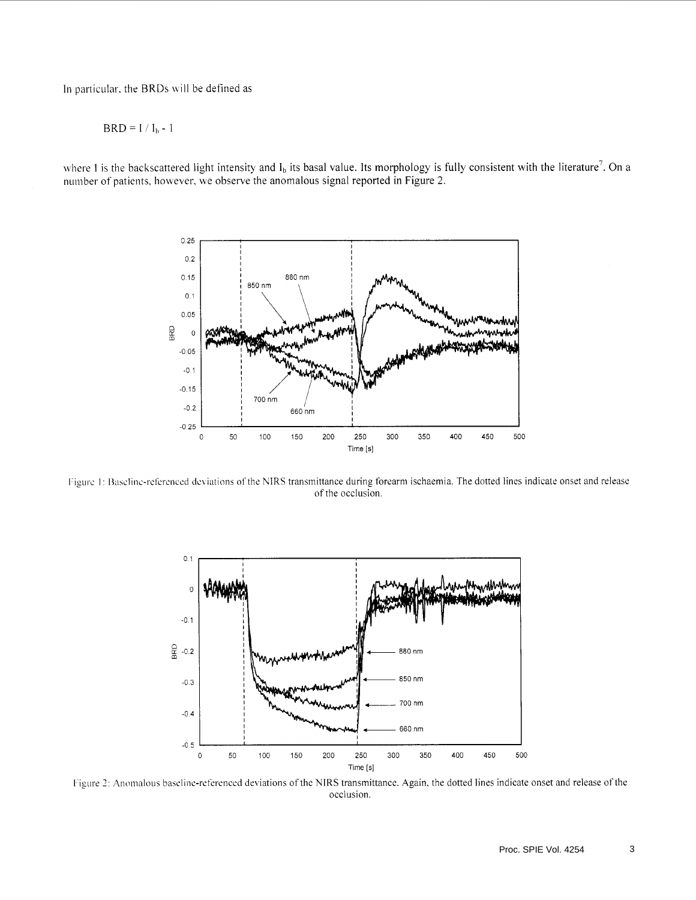In particular, the BRDs will be defined as

$$BRD = I / I_b - 1$$

where I is the backscattered light intensity and $I_b$ its basal value. Its morphology is fully consistent with the literature[7]. On a number of patients, however, we observe the anomalous signal reported in Figure 2.

Figure 1: Baseline-referenced deviations of the NIRS transmittance during forearm ischaemia. The dotted lines indicate onset and release of the occlusion.

Figure 2: Anomalous baseline-referenced deviations of the NIRS transmittance. Again, the dotted lines indicate onset and release of the occlusion.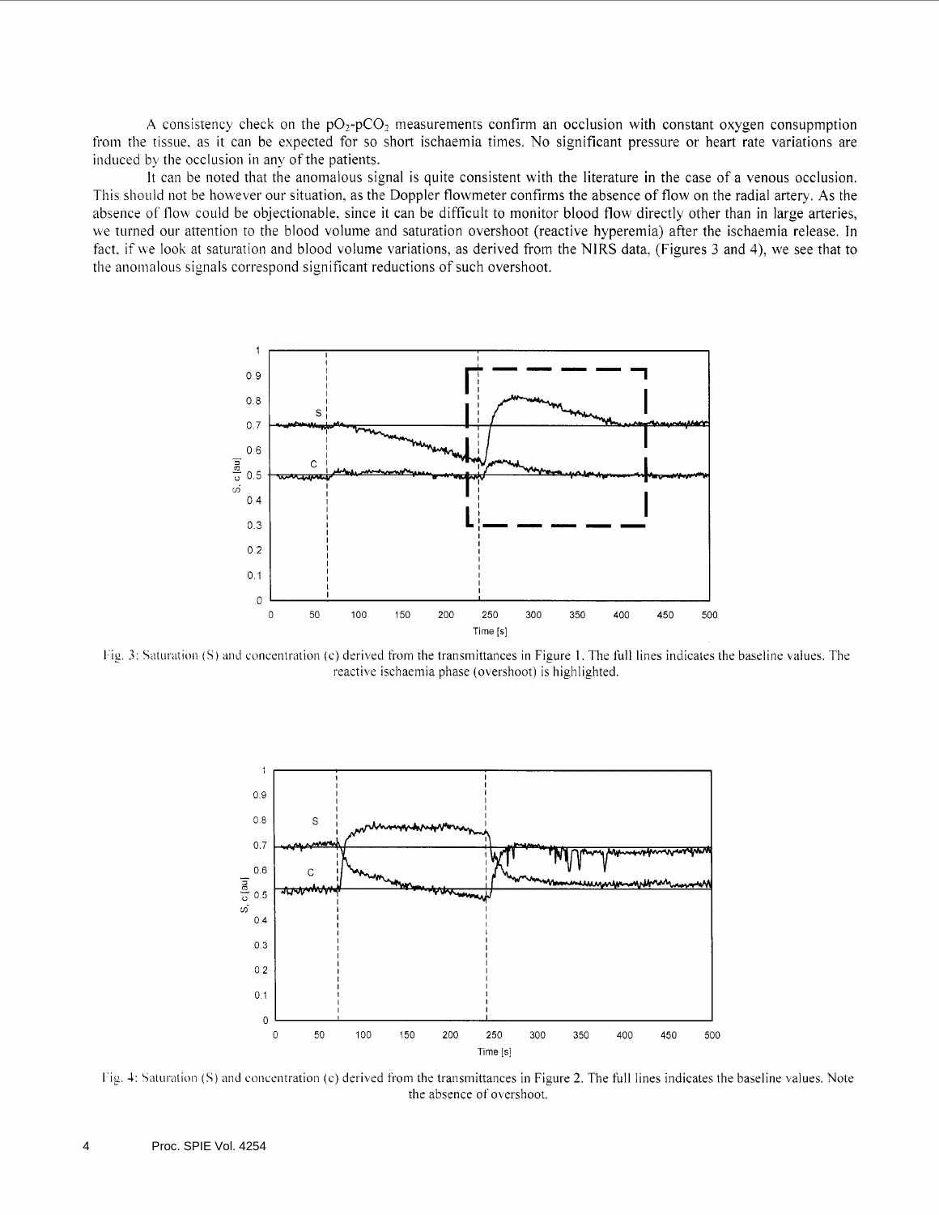A consistency check on the $pO_2$-$pCO_2$ measurements confirm an occlusion with constant oxygen consupmption from the tissue, as it can be expected for so short ischaemia times. No significant pressure or heart rate variations are induced by the occlusion in any of the patients.

It can be noted that the anomalous signal is quite consistent with the literature in the case of a venous occlusion. This should not be however our situation, as the Doppler flowmeter confirms the absence of flow on the radial artery. As the absence of flow could be objectionable, since it can be difficult to monitor blood flow directly other than in large arteries, we turned our attention to the blood volume and saturation overshoot (reactive hyperemia) after the ischaemia release. In fact, if we look at saturation and blood volume variations, as derived from the NIRS data, (Figures 3 and 4), we see that to the anomalous signals correspond significant reductions of such overshoot.

Fig. 3: Saturation (S) and concentration (c) derived from the transmittances in Figure 1. The full lines indicates the baseline values. The reactive ischaemia phase (overshoot) is highlighted.

Fig. 4: Saturation (S) and concentration (c) derived from the transmittances in Figure 2. The full lines indicates the baseline values. Note the absence of overshoot.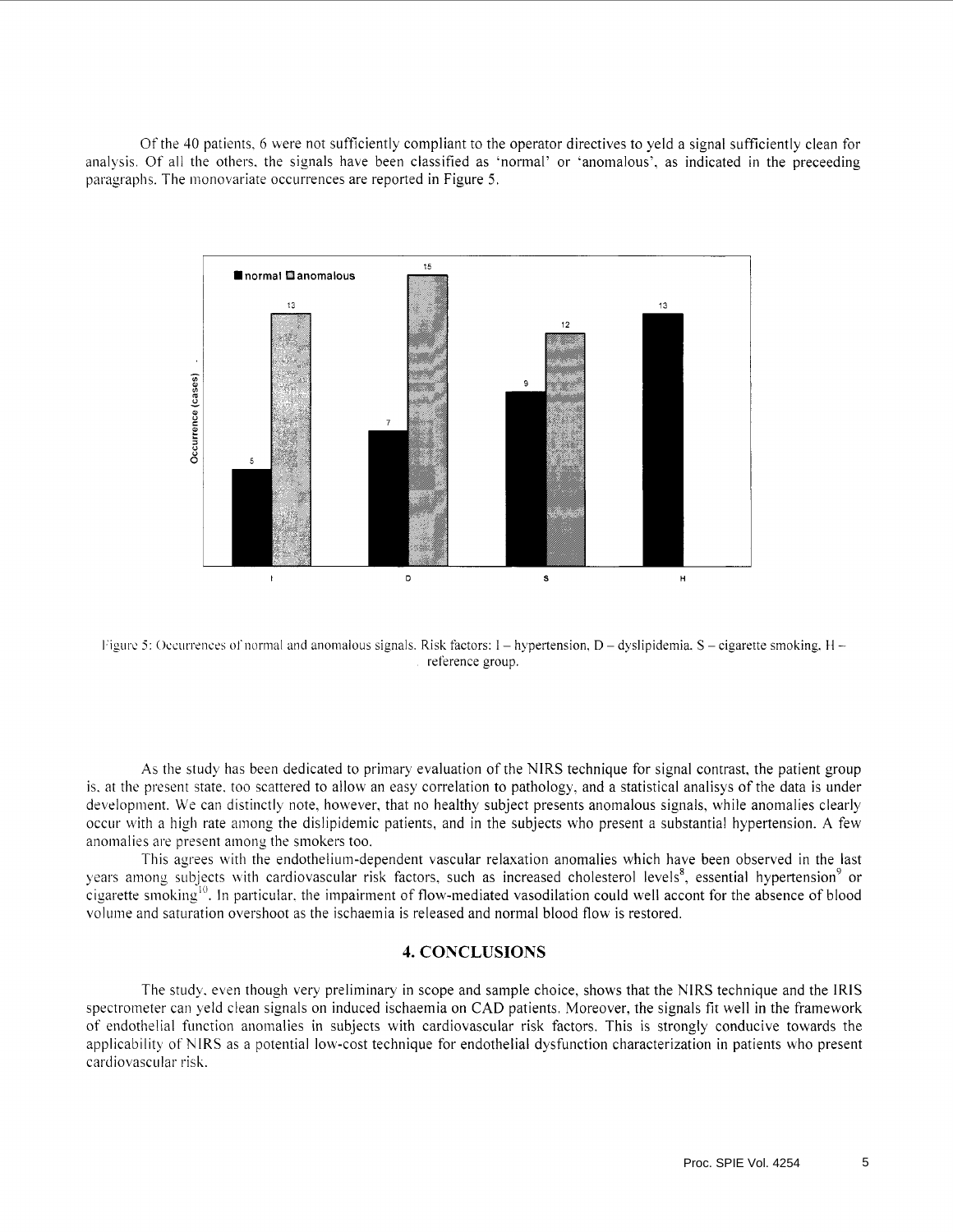Of the 40 patients, 6 were not sufficiently compliant to the operator directives to yeld a signal sufficiently clean for analysis. Of all the others, the signals have been classified as 'normal' or 'anomalous', as indicated in the preceeding paragraphs. The monovariate occurrences are reported in Figure 5.

Figure 5: Occurrences of normal and anomalous signals. Risk factors: I – hypertension, D – dyslipidemia, S – cigarette smoking, H – reference group.

As the study has been dedicated to primary evaluation of the NIRS technique for signal contrast, the patient group is, at the present state, too scattered to allow an easy correlation to pathology, and a statistical analisys of the data is under development. We can distinctly note, however, that no healthy subject presents anomalous signals, while anomalies clearly occur with a high rate among the dislipidemic patients, and in the subjects who present a substantial hypertension. A few anomalies are present among the smokers too.

This agrees with the endothelium-dependent vascular relaxation anomalies which have been observed in the last years among subjects with cardiovascular risk factors, such as increased cholesterol levels[8], essential hypertension[9] or cigarette smoking[10]. In particular, the impairment of flow-mediated vasodilation could well accont for the absence of blood volume and saturation overshoot as the ischaemia is released and normal blood flow is restored.

## 4. CONCLUSIONS

The study, even though very preliminary in scope and sample choice, shows that the NIRS technique and the IRIS spectrometer can yeld clean signals on induced ischaemia on CAD patients. Moreover, the signals fit well in the framework of endothelial function anomalies in subjects with cardiovascular risk factors. This is strongly conducive towards the applicability of NIRS as a potential low-cost technique for endothelial dysfunction characterization in patients who present cardiovascular risk.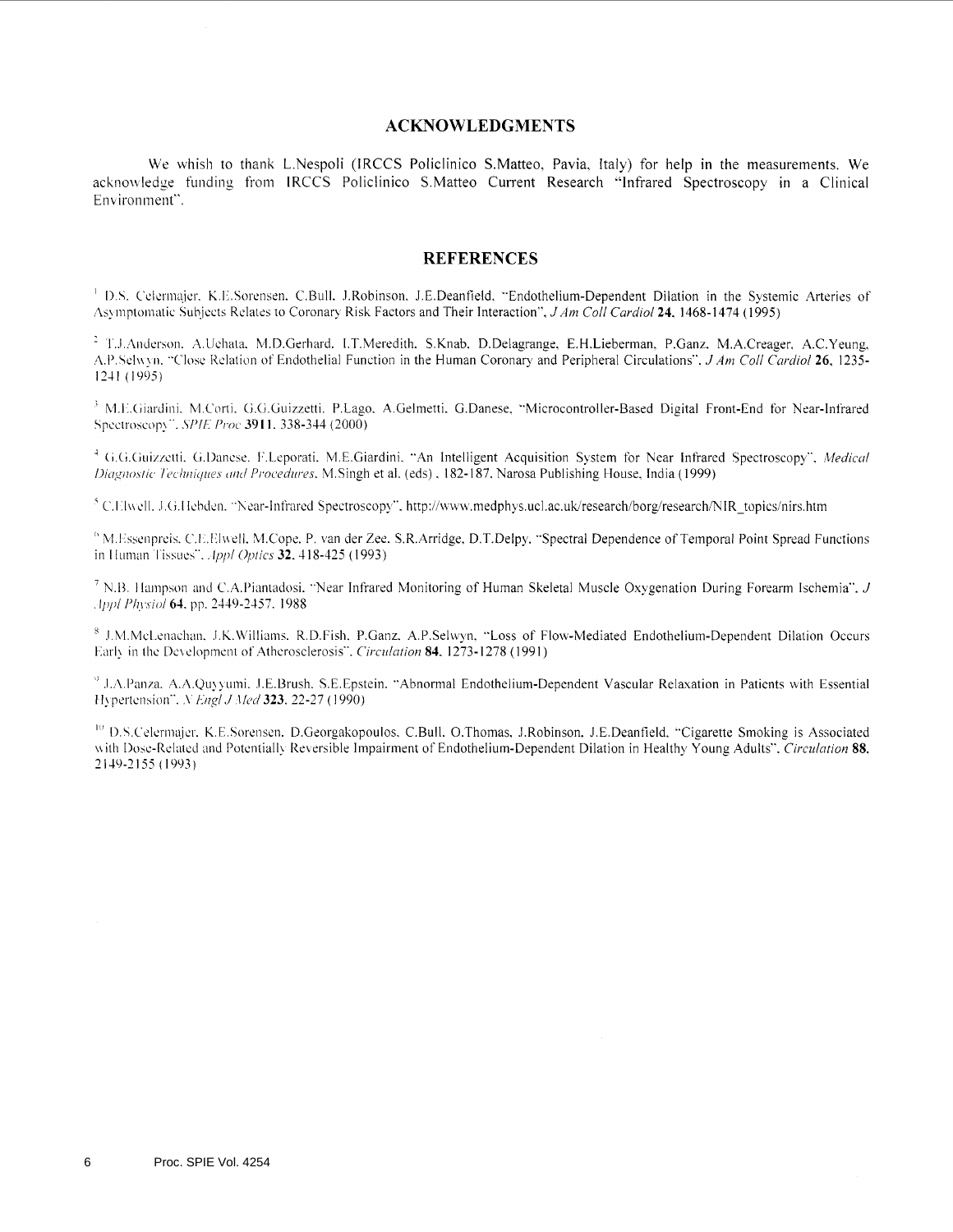## ACKNOWLEDGMENTS

We whish to thank L.Nespoli (IRCCS Policlinico S.Matteo, Pavia, Italy) for help in the measurements. We acknowledge funding from IRCCS Policlinico S.Matteo Current Research "Infrared Spectroscopy in a Clinical Environment".

## REFERENCES

[1] D.S. Celermajer, K.E.Sorensen, C.Bull, J.Robinson, J.E.Deanfield, "Endothelium-Dependent Dilation in the Systemic Arteries of Asymptomatic Subjects Relates to Coronary Risk Factors and Their Interaction", *J Am Coll Cardiol* **24**, 1468-1474 (1995)

[2] T.J.Anderson, A.Uchata, M.D.Gerhard, I.T.Meredith, S.Knab, D.Delagrange, E.H.Lieberman, P.Ganz, M.A.Creager, A.C.Yeung, A.P.Selwyn, "Close Relation of Endothelial Function in the Human Coronary and Peripheral Circulations", *J Am Coll Cardiol* **26**, 1235-1241 (1995)

[3] M.E.Giardini, M.Corti, G.G.Guizzetti, P.Lago, A.Gelmetti, G.Danese, "Microcontroller-Based Digital Front-End for Near-Infrared Spectroscopy", *SPIE Proc* **3911**, 338-344 (2000)

[4] G.G.Guizzetti, G.Danese, F.Leporati, M.E.Giardini, "An Intelligent Acquisition System for Near Infrared Spectroscopy", *Medical Diagnostic Techniques and Procedures*, M.Singh et al. (eds), 182-187, Narosa Publishing House, India (1999)

[5] C.Elwell, J.G.Hebden, "Near-Infrared Spectroscopy", http://www.medphys.ucl.ac.uk/research/borg/research/NIR_topics/nirs.htm

[6] M.Essenpreis, C.E.Elwell, M.Cope, P. van der Zee, S.R.Arridge, D.T.Delpy, "Spectral Dependence of Temporal Point Spread Functions in Human Tissues", *Appl Optics* **32**, 418-425 (1993)

[7] N.B. Hampson and C.A.Piantadosi, "Near Infrared Monitoring of Human Skeletal Muscle Oxygenation During Forearm Ischemia", *J Appl Physiol* **64**, pp. 2449-2457, 1988

[8] J.M.McLenachan, J.K.Williams, R.D.Fish, P.Ganz, A.P.Selwyn, "Loss of Flow-Mediated Endothelium-Dependent Dilation Occurs Early in the Development of Atherosclerosis", *Circulation* **84**, 1273-1278 (1991)

[9] J.A.Panza, A.A.Quyyumi, J.E.Brush, S.E.Epstein, "Abnormal Endothelium-Dependent Vascular Relaxation in Patients with Essential Hypertension", *N Engl J Med* **323**, 22-27 (1990)

[10] D.S.Celermajer, K.E.Sorensen, D.Georgakopoulos, C.Bull, O.Thomas, J.Robinson, J.E.Deanfield, "Cigarette Smoking is Associated with Dose-Related and Potentially Reversible Impairment of Endothelium-Dependent Dilation in Healthy Young Adults", *Circulation* **88**, 2149-2155 (1993)